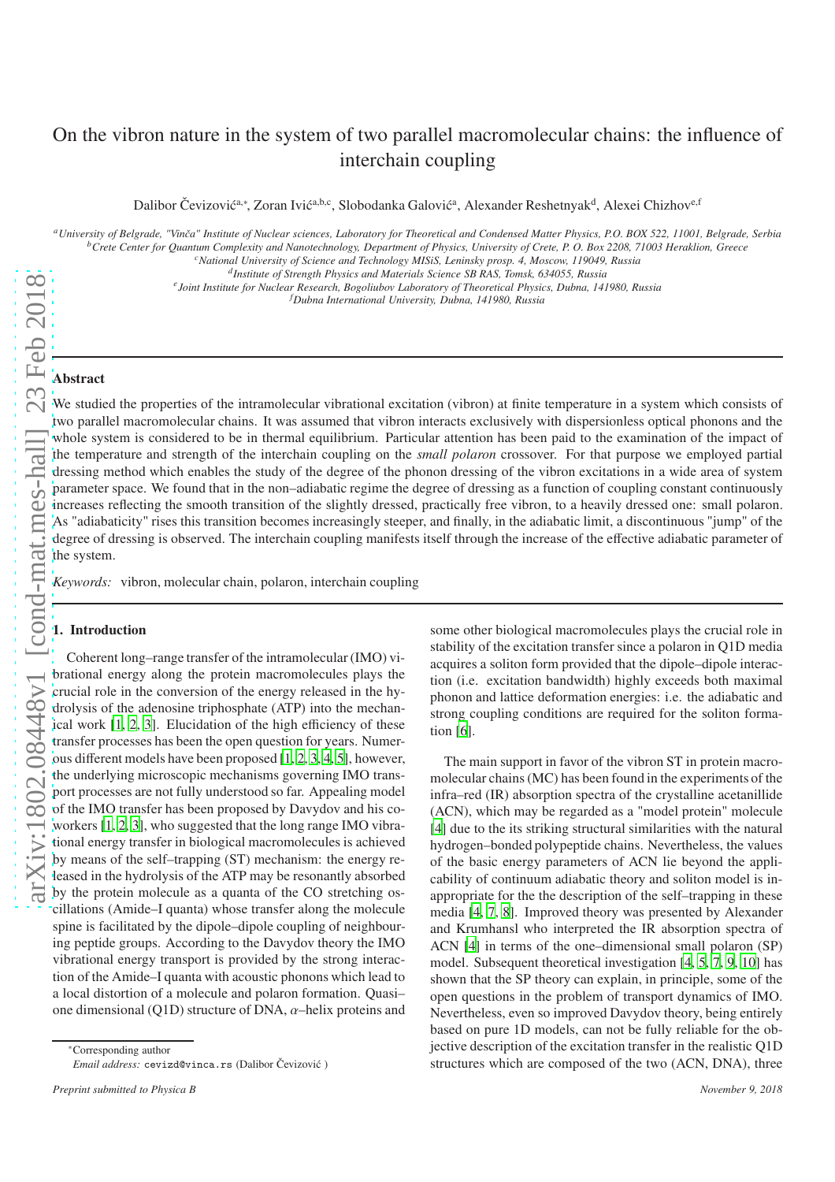# On the vibron nature in the system of two parallel macromolecular chains: the influence of interchain coupling

Dalibor Čevizović[a,*], Zoran Ivić[a,b,c], Slobodanka Galović[a], Alexander Reshetnyak[d], Alexei Chizhov[e,f]

[a] *University of Belgrade, "Vinča" Institute of Nuclear sciences, Laboratory for Theoretical and Condensed Matter Physics, P.O. BOX 522, 11001, Belgrade, Serbia*
[b] *Crete Center for Quantum Complexity and Nanotechnology, Department of Physics, University of Crete, P. O. Box 2208, 71003 Heraklion, Greece*
[c] *National University of Science and Technology MISiS, Leninsky prosp. 4, Moscow, 119049, Russia*
[d] *Institute of Strength Physics and Materials Science SB RAS, Tomsk, 634055, Russia*
[e] *Joint Institute for Nuclear Research, Bogoliubov Laboratory of Theoretical Physics, Dubna, 141980, Russia*
[f] *Dubna International University, Dubna, 141980, Russia*

## Abstract

We studied the properties of the intramolecular vibrational excitation (vibron) at finite temperature in a system which consists of two parallel macromolecular chains. It was assumed that vibron interacts exclusively with dispersionless optical phonons and the whole system is considered to be in thermal equilibrium. Particular attention has been paid to the examination of the impact of the temperature and strength of the interchain coupling on the *small polaron* crossover. For that purpose we employed partial dressing method which enables the study of the degree of the phonon dressing of the vibron excitations in a wide area of system parameter space. We found that in the non–adiabatic regime the degree of dressing as a function of coupling constant continuously increases reflecting the smooth transition of the slightly dressed, practically free vibron, to a heavily dressed one: small polaron. As "adiabaticity" rises this transition becomes increasingly steeper, and finally, in the adiabatic limit, a discontinuous "jump" of the degree of dressing is observed. The interchain coupling manifests itself through the increase of the effective adiabatic parameter of the system.

*Keywords:* vibron, molecular chain, polaron, interchain coupling

## 1. Introduction

Coherent long–range transfer of the intramolecular (IMO) vibrational energy along the protein macromolecules plays the crucial role in the conversion of the energy released in the hydrolysis of the adenosine triphosphate (ATP) into the mechanical work [1, 2, 3]. Elucidation of the high efficiency of these transfer processes has been the open question for years. Numerous different models have been proposed [1, 2, 3, 4, 5], however, the underlying microscopic mechanisms governing IMO transport processes are not fully understood so far. Appealing model of the IMO transfer has been proposed by Davydov and his coworkers [1, 2, 3], who suggested that the long range IMO vibrational energy transfer in biological macromolecules is achieved by means of the self–trapping (ST) mechanism: the energy released in the hydrolysis of the ATP may be resonantly absorbed by the protein molecule as a quanta of the CO stretching oscillations (Amide–I quanta) whose transfer along the molecule spine is facilitated by the dipole–dipole coupling of neighbouring peptide groups. According to the Davydov theory the IMO vibrational energy transport is provided by the strong interaction of the Amide–I quanta with acoustic phonons which lead to a local distortion of a molecule and polaron formation. Quasi–one dimensional (Q1D) structure of DNA, $\alpha$–helix proteins and some other biological macromolecules plays the crucial role in stability of the excitation transfer since a polaron in Q1D media acquires a soliton form provided that the dipole–dipole interaction (i.e. excitation bandwidth) highly exceeds both maximal phonon and lattice deformation energies: i.e. the adiabatic and strong coupling conditions are required for the soliton formation [6].

The main support in favor of the vibron ST in protein macromolecular chains (MC) has been found in the experiments of the infra–red (IR) absorption spectra of the crystalline acetanillide (ACN), which may be regarded as a "model protein" molecule [4] due to the its striking structural similarities with the natural hydrogen–bonded polypeptide chains. Nevertheless, the values of the basic energy parameters of ACN lie beyond the applicability of continuum adiabatic theory and soliton model is inappropriate for the the description of the self–trapping in these media [4, 7, 8]. Improved theory was presented by Alexander and Krumhansl who interpreted the IR absorption spectra of ACN [4] in terms of the one–dimensional small polaron (SP) model. Subsequent theoretical investigation [4, 5, 7, 9, 10] has shown that the SP theory can explain, in principle, some of the open questions in the problem of transport dynamics of IMO. Nevertheless, even so improved Davydov theory, being entirely based on pure 1D models, can not be fully reliable for the objective description of the excitation transfer in the realistic Q1D structures which are composed of the two (ACN, DNA), three

---

*Corresponding author
*Email address:* cevizd@vinca.rs (Dalibor Čevizović )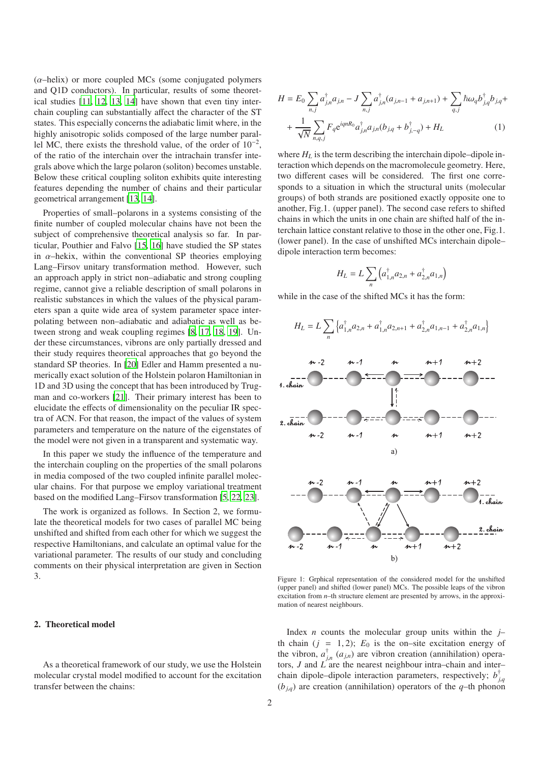($\alpha$–helix) or more coupled MCs (some conjugated polymers and Q1D conductors). In particular, results of some theoretical studies [11, 12, 13, 14] have shown that even tiny interchain coupling can substantially affect the character of the ST states. This especially concerns the adiabatic limit where, in the highly anisotropic solids composed of the large number parallel MC, there exists the threshold value, of the order of $10^{-2}$, of the ratio of the interchain over the intrachain transfer integrals above which the large polaron (soliton) becomes unstable. Below these critical coupling soliton exhibits quite interesting features depending the number of chains and their particular geometrical arrangement [13, 14].

Properties of small–polarons in a systems consisting of the finite number of coupled molecular chains have not been the subject of comprehensive theoretical analysis so far. In particular, Pouthier and Falvo [15, 16] have studied the SP states in $\alpha$–hekix, within the conventional SP theories employing Lang–Firsov unitary transformation method. However, such an approach apply in strict non–adiabatic and strong coupling regime, cannot give a reliable description of small polarons in realistic substances in which the values of the physical parameters span a quite wide area of system parameter space interpolating between non–adiabatic and adiabatic as well as between strong and weak coupling regimes [8, 17, 18, 19]. Under these circumstances, vibrons are only partially dressed and their study requires theoretical approaches that go beyond the standard SP theories. In [20] Edler and Hamm presented a numerically exact solution of the Holstein polaron Hamiltonian in 1D and 3D using the concept that has been introduced by Trugman and co-workers [21]. Their primary interest has been to elucidate the effects of dimensionality on the peculiar IR spectra of ACN. For that reason, the impact of the values of system parameters and temperature on the nature of the eigenstates of the model were not given in a transparent and systematic way.

In this paper we study the influence of the temperature and the interchain coupling on the properties of the small polarons in media composed of the two coupled infinite parallel molecular chains. For that purpose we employ variational treatment based on the modified Lang–Firsov transformation [5, 22, 23].

The work is organized as follows. In Section 2, we formulate the theoretical models for two cases of parallel MC being unshifted and shifted from each other for which we suggest the respective Hamiltonians, and calculate an optimal value for the variational parameter. The results of our study and concluding comments on their physical interpretation are given in Section 3.

## 2. Theoretical model

As a theoretical framework of our study, we use the Holstein molecular crystal model modified to account for the excitation transfer between the chains:

$$H = E_0 \sum_{n,j} a^{\dagger}_{j,n} a_{j,n} - J \sum_{n,j} a^{\dagger}_{j,n}(a_{j,n-1} + a_{j,n+1}) + \sum_{q,j} \hbar\omega_q b^{\dagger}_{j,q} b_{j,q} + \\ + \frac{1}{\sqrt{N}} \sum_{n,q,j} F_q e^{iqnR_0} a^{\dagger}_{j,n} a_{j,n} (b_{j,q} + b^{\dagger}_{j,-q}) + H_L \quad (1)$$

where $H_L$ is the term describing the interchain dipole–dipole interaction which depends on the macromolecule geometry. Here, two different cases will be considered. The first one corresponds to a situation in which the structural units (molecular groups) of both strands are positioned exactly opposite one to another, Fig.1. (upper panel). The second case refers to shifted chains in which the units in one chain are shifted half of the interchain lattice constant relative to those in the other one, Fig.1. (lower panel). In the case of unshifted MCs interchain dipole–dipole interaction term becomes:

$$H_L = L \sum_n \left( a^{\dagger}_{1,n} a_{2,n} + a^{\dagger}_{2,n} a_{1,n} \right)$$

while in the case of the shifted MCs it has the form:

$$H_L = L \sum_n \left\{ a^{\dagger}_{1,n} a_{2,n} + a^{\dagger}_{1,n} a_{2,n+1} + a^{\dagger}_{2,n} a_{1,n-1} + a^{\dagger}_{2,n} a_{1,n} \right\}$$

n-2
n-1
n
n+1
n+2
1. chain
2. chain
n-2
n-1
n
n+1
n+2
a)

n-2
n-1
n
n+1
n+2
1. chain
2. chain
n-2
n-1
n
n+1
n+2
b)

Figure 1: Grphical representation of the considered model for the unshifted (upper panel) and shifted (lower panel) MCs. The possible leaps of the vibron excitation from $n$–th structure element are presented by arrows, in the approximation of nearest neighbours.

Index $n$ counts the molecular group units within the $j$–th chain ($j = 1, 2$); $E_0$ is the on–site excitation energy of the vibron, $a^{\dagger}_{j,n}$ ($a_{j,n}$) are vibron creation (annihilation) operators, $J$ and $L$ are the nearest neighbour intra–chain and inter–chain dipole–dipole interaction parameters, respectively; $b^{\dagger}_{j,q}$ ($b_{j,q}$) are creation (annihilation) operators of the $q$–th phonon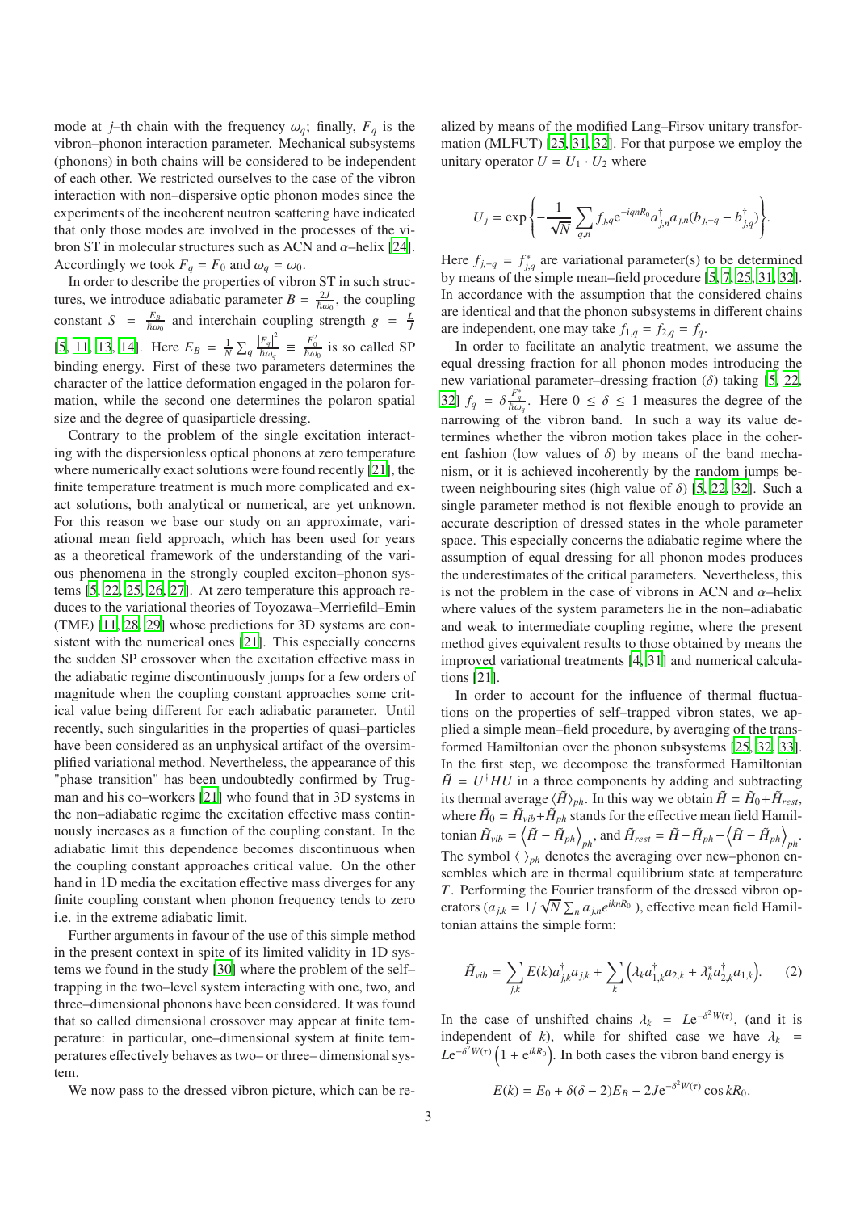mode at $j$–th chain with the frequency $\omega_q$; finally, $F_q$ is the vibron–phonon interaction parameter. Mechanical subsystems (phonons) in both chains will be considered to be independent of each other. We restricted ourselves to the case of the vibron interaction with non–dispersive optic phonon modes since the experiments of the incoherent neutron scattering have indicated that only those modes are involved in the processes of the vibron ST in molecular structures such as ACN and $\alpha$–helix [24]. Accordingly we took $F_q = F_0$ and $\omega_q = \omega_0$.

In order to describe the properties of vibron ST in such structures, we introduce adiabatic parameter $B = \frac{2J}{\hbar\omega_0}$, the coupling constant $S = \frac{E_B}{\hbar\omega_0}$ and interchain coupling strength $g = \frac{L}{J}$ [5, 11, 13, 14]. Here $E_B = \frac{1}{N}\sum_q \frac{|F_q|^2}{\hbar\omega_q} \equiv \frac{F_0^2}{\hbar\omega_0}$ is so called SP binding energy. First of these two parameters determines the character of the lattice deformation engaged in the polaron formation, while the second one determines the polaron spatial size and the degree of quasiparticle dressing.

Contrary to the problem of the single excitation interacting with the dispersionless optical phonons at zero temperature where numerically exact solutions were found recently [21], the finite temperature treatment is much more complicated and exact solutions, both analytical or numerical, are yet unknown. For this reason we base our study on an approximate, variational mean field approach, which has been used for years as a theoretical framework of the understanding of the various phenomena in the strongly coupled exciton–phonon systems [5, 22, 25, 26, 27]. At zero temperature this approach reduces to the variational theories of Toyozawa–Merriefild–Emin (TME) [11, 28, 29] whose predictions for 3D systems are consistent with the numerical ones [21]. This especially concerns the sudden SP crossover when the excitation effective mass in the adiabatic regime discontinuously jumps for a few orders of magnitude when the coupling constant approaches some critical value being different for each adiabatic parameter. Until recently, such singularities in the properties of quasi–particles have been considered as an unphysical artifact of the oversimplified variational method. Nevertheless, the appearance of this "phase transition" has been undoubtedly confirmed by Trugman and his co–workers [21] who found that in 3D systems in the non–adiabatic regime the excitation effective mass continuously increases as a function of the coupling constant. In the adiabatic limit this dependence becomes discontinuous when the coupling constant approaches critical value. On the other hand in 1D media the excitation effective mass diverges for any finite coupling constant when phonon frequency tends to zero i.e. in the extreme adiabatic limit.

Further arguments in favour of the use of this simple method in the present context in spite of its limited validity in 1D systems we found in the study [30] where the problem of the self–trapping in the two–level system interacting with one, two, and three–dimensional phonons have been considered. It was found that so called dimensional crossover may appear at finite temperature: in particular, one–dimensional system at finite temperatures effectively behaves as two– or three– dimensional system.

We now pass to the dressed vibron picture, which can be realized by means of the modified Lang–Firsov unitary transformation (MLFUT) [25, 31, 32]. For that purpose we employ the unitary operator $U = U_1 \cdot U_2$ where

$$U_j = \exp\left\{-\frac{1}{\sqrt{N}}\sum_{q,n} f_{j,q} \mathrm{e}^{-iqnR_0} a^{\dagger}_{j,n} a_{j,n} (b_{j,-q} - b^{\dagger}_{j,q})\right\}.$$

Here $f_{j,-q} = f^{*}_{j,q}$ are variational parameter(s) to be determined by means of the simple mean–field procedure [5, 7, 25, 31, 32]. In accordance with the assumption that the considered chains are identical and that the phonon subsystems in different chains are independent, one may take $f_{1,q} = f_{2,q} = f_q$.

In order to facilitate an analytic treatment, we assume the equal dressing fraction for all phonon modes introducing the new variational parameter–dressing fraction ($\delta$) taking [5, 22, 32] $f_q = \delta \frac{F^{*}_q}{\hbar\omega_q}$. Here $0 \leq \delta \leq 1$ measures the degree of the narrowing of the vibron band. In such a way its value determines whether the vibron motion takes place in the coherent fashion (low values of $\delta$) by means of the band mechanism, or it is achieved incoherently by the random jumps between neighbouring sites (high value of $\delta$) [5, 22, 32]. Such a single parameter method is not flexible enough to provide an accurate description of dressed states in the whole parameter space. This especially concerns the adiabatic regime where the assumption of equal dressing for all phonon modes produces the underestimates of the critical parameters. Nevertheless, this is not the problem in the case of vibrons in ACN and $\alpha$–helix where values of the system parameters lie in the non–adiabatic and weak to intermediate coupling regime, where the present method gives equivalent results to those obtained by means the improved variational treatments [4, 31] and numerical calculations [21].

In order to account for the influence of thermal fluctuations on the properties of self–trapped vibron states, we applied a simple mean–field procedure, by averaging of the transformed Hamiltonian over the phonon subsystems [25, 32, 33]. In the first step, we decompose the transformed Hamiltonian $\tilde{H} = U^{\dagger}HU$ in a three components by adding and subtracting its thermal average $\langle\tilde{H}\rangle_{ph}$. In this way we obtain $\tilde{H} = \tilde{H}_0 + \tilde{H}_{rest}$, where $\tilde{H}_0 = \tilde{H}_{vib} + \tilde{H}_{ph}$ stands for the effective mean field Hamiltonian $\tilde{H}_{vib} = \left\langle \tilde{H} - \tilde{H}_{ph} \right\rangle_{ph}$, and $\tilde{H}_{rest} = \tilde{H} - \tilde{H}_{ph} - \left\langle \tilde{H} - \tilde{H}_{ph} \right\rangle_{ph}$. The symbol $\langle\ \rangle_{ph}$ denotes the averaging over new–phonon ensembles which are in thermal equilibrium state at temperature $T$. Performing the Fourier transform of the dressed vibron operators ($a_{j,k} = 1/\sqrt{N}\sum_n a_{j,n} e^{iknR_0}$), effective mean field Hamiltonian attains the simple form:

$$\tilde{H}_{vib} = \sum_{j,k} E(k) a^{\dagger}_{j,k} a_{j,k} + \sum_k \left(\lambda_k a^{\dagger}_{1,k} a_{2,k} + \lambda^{*}_k a^{\dagger}_{2,k} a_{1,k}\right). \qquad (2)$$

In the case of unshifted chains $\lambda_k = L\mathrm{e}^{-\delta^2 W(\tau)}$, (and it is independent of $k$), while for shifted case we have $\lambda_k = L\mathrm{e}^{-\delta^2 W(\tau)}\left(1 + \mathrm{e}^{ikR_0}\right)$. In both cases the vibron band energy is

$$E(k) = E_0 + \delta(\delta - 2)E_B - 2J\mathrm{e}^{-\delta^2 W(\tau)} \cos kR_0.$$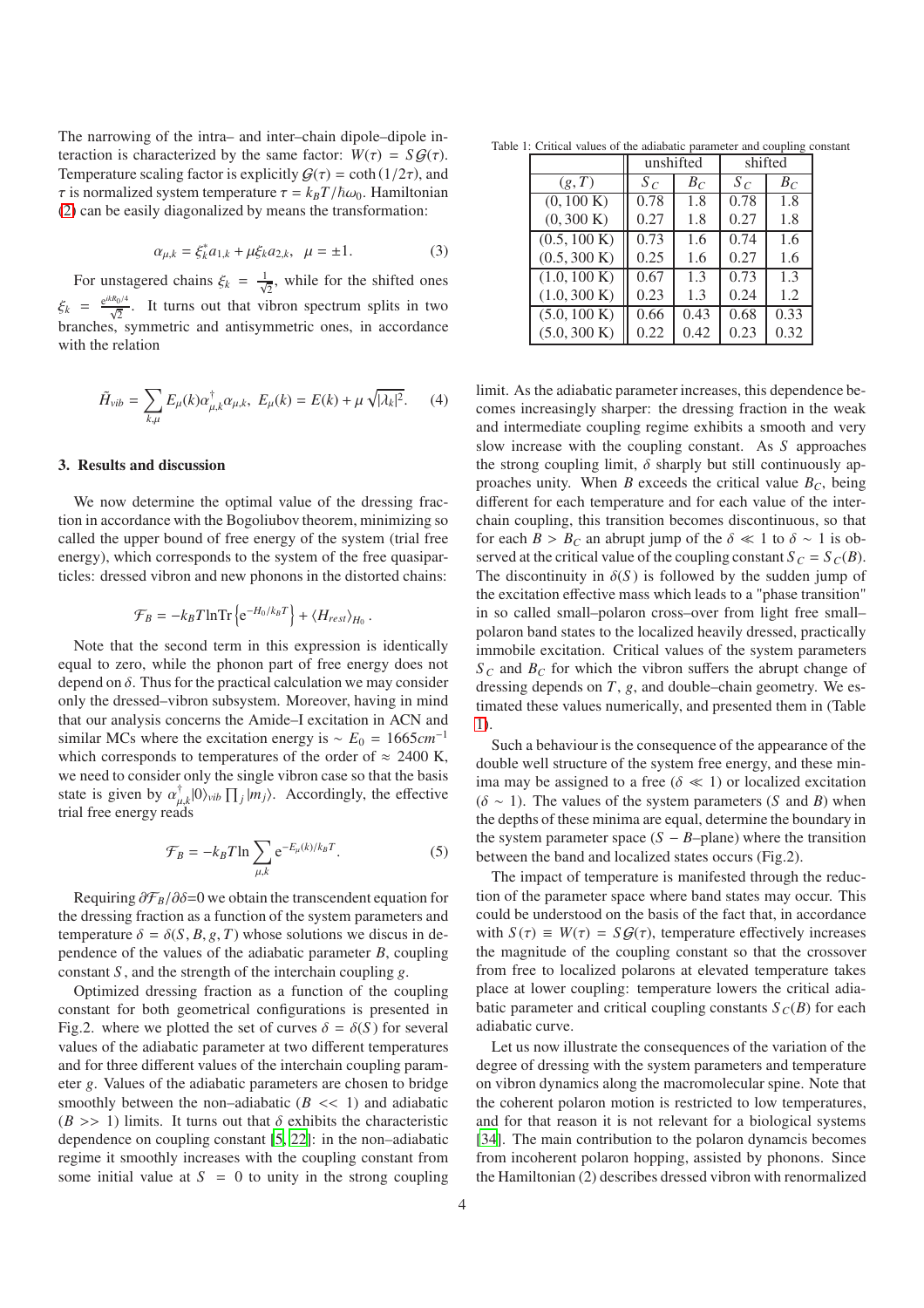The narrowing of the intra– and inter–chain dipole–dipole interaction is characterized by the same factor: $W(\tau) = S\mathcal{G}(\tau)$. Temperature scaling factor is explicitly $\mathcal{G}(\tau) = \coth(1/2\tau)$, and $\tau$ is normalized system temperature $\tau = k_B T/\hbar\omega_0$. Hamiltonian (2) can be easily diagonalized by means the transformation:

$$\alpha_{\mu,k} = \xi_k^* a_{1,k} + \mu \xi_k a_{2,k}, \ \ \mu = \pm 1. \tag{3}$$

For unstagered chains $\xi_k = \frac{1}{\sqrt{2}}$, while for the shifted ones $\xi_k = \frac{e^{ikR_0/4}}{\sqrt{2}}$. It turns out that vibron spectrum splits in two branches, symmetric and antisymmetric ones, in accordance with the relation

$$\tilde{H}_{vib} = \sum_{k,\mu} E_\mu(k) \alpha^\dagger_{\mu,k} \alpha_{\mu,k}, \ E_\mu(k) = E(k) + \mu \sqrt{|\lambda_k|^2}. \tag{4}$$

## 3. Results and discussion

We now determine the optimal value of the dressing fraction in accordance with the Bogoliubov theorem, minimizing so called the upper bound of free energy of the system (trial free energy), which corresponds to the system of the free quasiparticles: dressed vibron and new phonons in the distorted chains:

$$\mathcal{F}_B = -k_B T \ln \mathrm{Tr}\left\{ e^{-H_0/k_B T} \right\} + \langle H_{rest} \rangle_{H_0}.$$

Note that the second term in this expression is identically equal to zero, while the phonon part of free energy does not depend on $\delta$. Thus for the practical calculation we may consider only the dressed–vibron subsystem. Moreover, having in mind that our analysis concerns the Amide–I excitation in ACN and similar MCs where the excitation energy is $\sim E_0 = 1665 cm^{-1}$ which corresponds to temperatures of the order of $\approx 2400$ K, we need to consider only the single vibron case so that the basis state is given by $\alpha^\dagger_{\mu,k}|0\rangle_{vib} \prod_j |m_j\rangle$. Accordingly, the effective trial free energy reads

$$\mathcal{F}_B = -k_B T \ln \sum_{\mu,k} e^{-E_\mu(k)/k_B T}. \tag{5}$$

Requiring $\partial\mathcal{F}_B/\partial\delta$=0 we obtain the transcendent equation for the dressing fraction as a function of the system parameters and temperature $\delta = \delta(S, B, g, T)$ whose solutions we discus in dependence of the values of the adiabatic parameter $B$, coupling constant $S$, and the strength of the interchain coupling $g$.

Optimized dressing fraction as a function of the coupling constant for both geometrical configurations is presented in Fig.2. where we plotted the set of curves $\delta = \delta(S)$ for several values of the adiabatic parameter at two different temperatures and for three different values of the interchain coupling parameter $g$. Values of the adiabatic parameters are chosen to bridge smoothly between the non–adiabatic ($B << 1$) and adiabatic ($B >> 1$) limits. It turns out that $\delta$ exhibits the characteristic dependence on coupling constant [5, 22]: in the non–adiabatic regime it smoothly increases with the coupling constant from some initial value at $S = 0$ to unity in the strong coupling limit. As the adiabatic parameter increases, this dependence becomes increasingly sharper: the dressing fraction in the weak and intermediate coupling regime exhibits a smooth and very slow increase with the coupling constant. As $S$ approaches the strong coupling limit, $\delta$ sharply but still continuously approaches unity. When $B$ exceeds the critical value $B_C$, being different for each temperature and for each value of the interchain coupling, this transition becomes discontinuous, so that for each $B > B_C$ an abrupt jump of the $\delta \ll 1$ to $\delta \sim 1$ is observed at the critical value of the coupling constant $S_C = S_C(B)$. The discontinuity in $\delta(S)$ is followed by the sudden jump of the excitation effective mass which leads to a "phase transition" in so called small–polaron cross–over from light free small–polaron band states to the localized heavily dressed, practically immobile excitation. Critical values of the system parameters $S_C$ and $B_C$ for which the vibron suffers the abrupt change of dressing depends on $T$, $g$, and double–chain geometry. We estimated these values numerically, and presented them in (Table 1).

Table 1: Critical values of the adiabatic parameter and coupling constant

| | unshifted | | shifted | |
|---|---|---|---|---|
| $(g, T)$ | $S_C$ | $B_C$ | $S_C$ | $B_C$ |
| (0, 100 K) | 0.78 | 1.8 | 0.78 | 1.8 |
| (0, 300 K) | 0.27 | 1.8 | 0.27 | 1.8 |
| (0.5, 100 K) | 0.73 | 1.6 | 0.74 | 1.6 |
| (0.5, 300 K) | 0.25 | 1.6 | 0.27 | 1.6 |
| (1.0, 100 K) | 0.67 | 1.3 | 0.73 | 1.3 |
| (1.0, 300 K) | 0.23 | 1.3 | 0.24 | 1.2 |
| (5.0, 100 K) | 0.66 | 0.43 | 0.68 | 0.33 |
| (5.0, 300 K) | 0.22 | 0.42 | 0.23 | 0.32 |

Such a behaviour is the consequence of the appearance of the double well structure of the system free energy, and these minima may be assigned to a free ($\delta \ll 1$) or localized excitation ($\delta \sim 1$). The values of the system parameters ($S$ and $B$) when the depths of these minima are equal, determine the boundary in the system parameter space ($S - B$–plane) where the transition between the band and localized states occurs (Fig.2).

The impact of temperature is manifested through the reduction of the parameter space where band states may occur. This could be understood on the basis of the fact that, in accordance with $S(\tau) \equiv W(\tau) = S\mathcal{G}(\tau)$, temperature effectively increases the magnitude of the coupling constant so that the crossover from free to localized polarons at elevated temperature takes place at lower coupling: temperature lowers the critical adiabatic parameter and critical coupling constants $S_C(B)$ for each adiabatic curve.

Let us now illustrate the consequences of the variation of the degree of dressing with the system parameters and temperature on vibron dynamics along the macromolecular spine. Note that the coherent polaron motion is restricted to low temperatures, and for that reason it is not relevant for a biological systems [34]. The main contribution to the polaron dynamcis becomes from incoherent polaron hopping, assisted by phonons. Since the Hamiltonian (2) describes dressed vibron with renormalized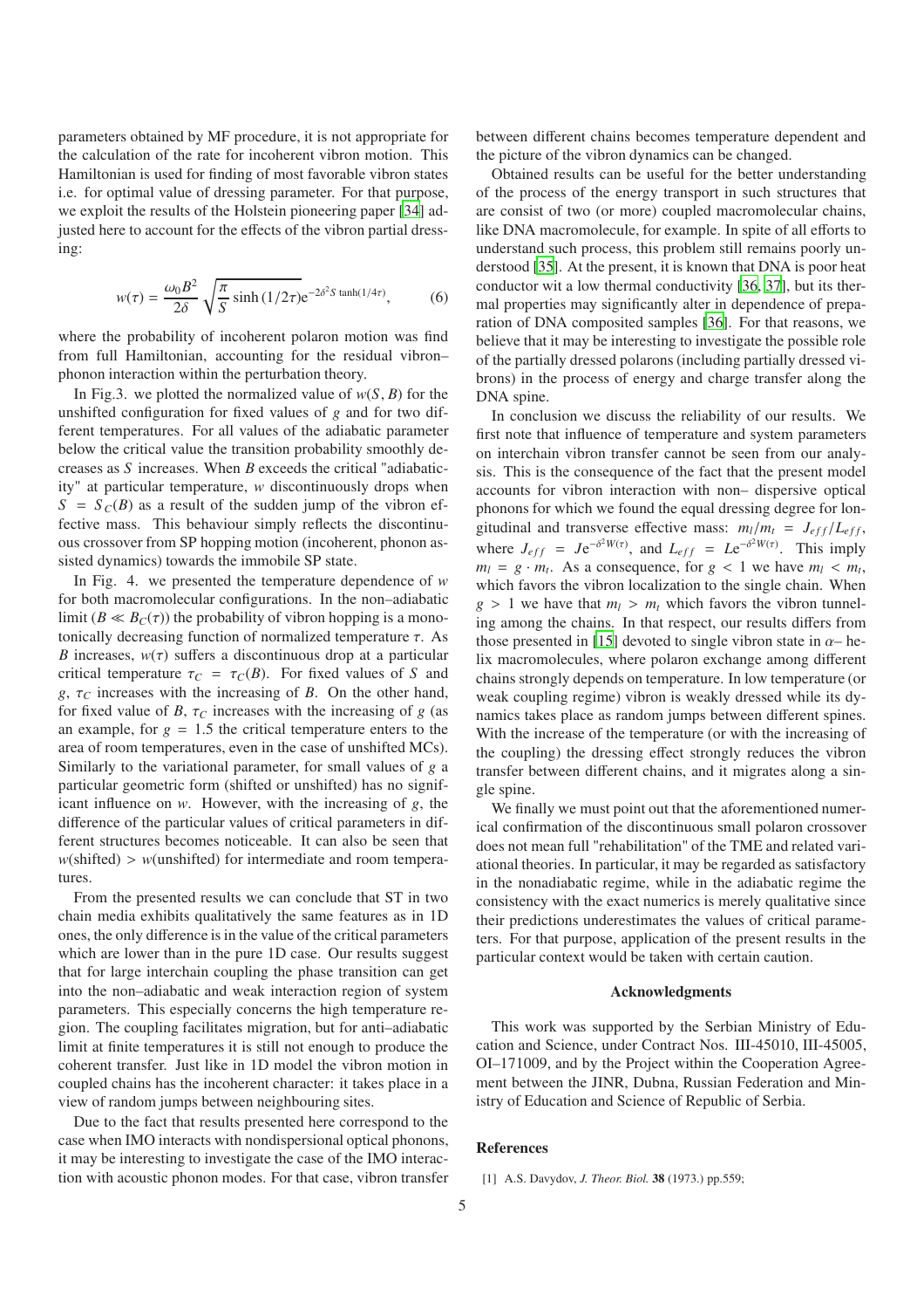parameters obtained by MF procedure, it is not appropriate for the calculation of the rate for incoherent vibron motion. This Hamiltonian is used for finding of most favorable vibron states i.e. for optimal value of dressing parameter. For that purpose, we exploit the results of the Holstein pioneering paper [34] adjusted here to account for the effects of the vibron partial dressing:

$$w(\tau) = \frac{\omega_0 B^2}{2\delta}\sqrt{\frac{\pi}{S}\sinh\left(1/2\tau\right)}\mathrm{e}^{-2\delta^2 S\,\tanh(1/4\tau)}, \qquad (6)$$

where the probability of incoherent polaron motion was find from full Hamiltonian, accounting for the residual vibron–phonon interaction within the perturbation theory.

In Fig.3. we plotted the normalized value of $w(S,B)$ for the unshifted configuration for fixed values of $g$ and for two different temperatures. For all values of the adiabatic parameter below the critical value the transition probability smoothly decreases as $S$ increases. When $B$ exceeds the critical "adiabaticity" at particular temperature, $w$ discontinuously drops when $S = S_C(B)$ as a result of the sudden jump of the vibron effective mass. This behaviour simply reflects the discontinuous crossover from SP hopping motion (incoherent, phonon assisted dynamics) towards the immobile SP state.

In Fig. 4. we presented the temperature dependence of $w$ for both macromolecular configurations. In the non–adiabatic limit ($B \ll B_C(\tau)$) the probability of vibron hopping is a monotonically decreasing function of normalized temperature $\tau$. As $B$ increases, $w(\tau)$ suffers a discontinuous drop at a particular critical temperature $\tau_C = \tau_C(B)$. For fixed values of $S$ and $g$, $\tau_C$ increases with the increasing of $B$. On the other hand, for fixed value of $B$, $\tau_C$ increases with the increasing of $g$ (as an example, for $g = 1.5$ the critical temperature enters to the area of room temperatures, even in the case of unshifted MCs). Similarly to the variational parameter, for small values of $g$ a particular geometric form (shifted or unshifted) has no significant influence on $w$. However, with the increasing of $g$, the difference of the particular values of critical parameters in different structures becomes noticeable. It can also be seen that $w$(shifted) $> w$(unshifted) for intermediate and room temperatures.

From the presented results we can conclude that ST in two chain media exhibits qualitatively the same features as in 1D ones, the only difference is in the value of the critical parameters which are lower than in the pure 1D case. Our results suggest that for large interchain coupling the phase transition can get into the non–adiabatic and weak interaction region of system parameters. This especially concerns the high temperature region. The coupling facilitates migration, but for anti–adiabatic limit at finite temperatures it is still not enough to produce the coherent transfer. Just like in 1D model the vibron motion in coupled chains has the incoherent character: it takes place in a view of random jumps between neighbouring sites.

Due to the fact that results presented here correspond to the case when IMO interacts with nondispersional optical phonons, it may be interesting to investigate the case of the IMO interaction with acoustic phonon modes. For that case, vibron transfer between different chains becomes temperature dependent and the picture of the vibron dynamics can be changed.

Obtained results can be useful for the better understanding of the process of the energy transport in such structures that are consist of two (or more) coupled macromolecular chains, like DNA macromolecule, for example. In spite of all efforts to understand such process, this problem still remains poorly understood [35]. At the present, it is known that DNA is poor heat conductor wit a low thermal conductivity [36, 37], but its thermal properties may significantly alter in dependence of preparation of DNA composited samples [36]. For that reasons, we believe that it may be interesting to investigate the possible role of the partially dressed polarons (including partially dressed vibrons) in the process of energy and charge transfer along the DNA spine.

In conclusion we discuss the reliability of our results. We first note that influence of temperature and system parameters on interchain vibron transfer cannot be seen from our analysis. This is the consequence of the fact that the present model accounts for vibron interaction with non– dispersive optical phonons for which we found the equal dressing degree for longitudinal and transverse effective mass: $m_l/m_t = J_{eff}/L_{eff}$, where $J_{eff} = J\mathrm{e}^{-\delta^2 W(\tau)}$, and $L_{eff} = L\mathrm{e}^{-\delta^2 W(\tau)}$. This imply $m_l = g \cdot m_t$. As a consequence, for $g < 1$ we have $m_l < m_t$, which favors the vibron localization to the single chain. When $g > 1$ we have that $m_l > m_t$ which favors the vibron tunneling among the chains. In that respect, our results differs from those presented in [15] devoted to single vibron state in $\alpha$– helix macromolecules, where polaron exchange among different chains strongly depends on temperature. In low temperature (or weak coupling regime) vibron is weakly dressed while its dynamics takes place as random jumps between different spines. With the increase of the temperature (or with the increasing of the coupling) the dressing effect strongly reduces the vibron transfer between different chains, and it migrates along a single spine.

We finally we must point out that the aforementioned numerical confirmation of the discontinuous small polaron crossover does not mean full "rehabilitation" of the TME and related variational theories. In particular, it may be regarded as satisfactory in the nonadiabatic regime, while in the adiabatic regime the consistency with the exact numerics is merely qualitative since their predictions underestimates the values of critical parameters. For that purpose, application of the present results in the particular context would be taken with certain caution.

## Acknowledgments

This work was supported by the Serbian Ministry of Education and Science, under Contract Nos. III-45010, III-45005, OI–171009, and by the Project within the Cooperation Agreement between the JINR, Dubna, Russian Federation and Ministry of Education and Science of Republic of Serbia.

## References

[1] A.S. Davydov, *J. Theor. Biol.* **38** (1973.) pp.559;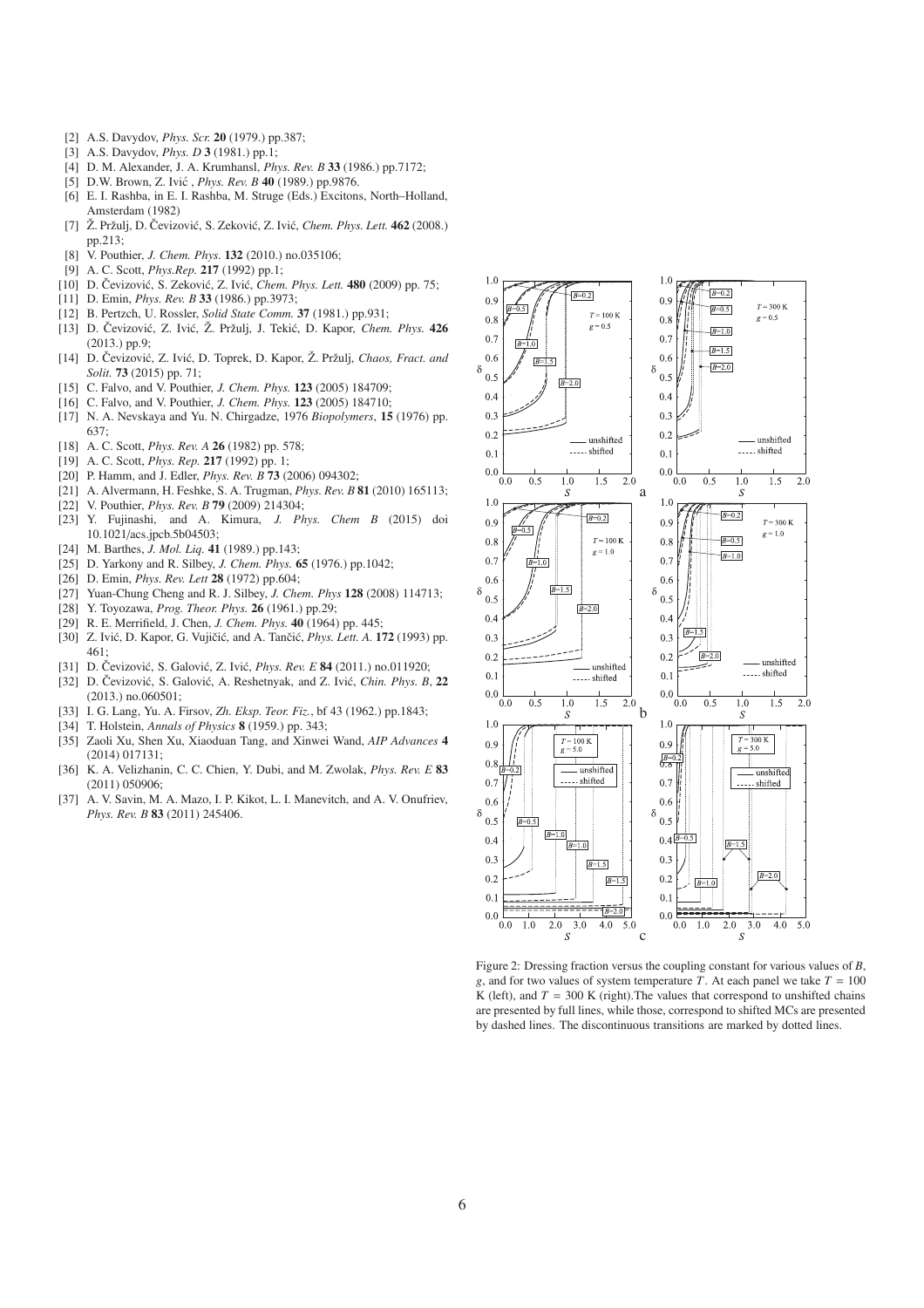[2] A.S. Davydov, *Phys. Scr.* **20** (1979.) pp.387;

[3] A.S. Davydov, *Phys. D* **3** (1981.) pp.1;

[4] D. M. Alexander, J. A. Krumhansl, *Phys. Rev. B* **33** (1986.) pp.7172;

[5] D.W. Brown, Z. Ivić , *Phys. Rev. B* **40** (1989.) pp.9876.

[6] E. I. Rashba, in E. I. Rashba, M. Struge (Eds.) Excitons, North–Holland, Amsterdam (1982)

[7] Ž. Pržulj, D. Čevizović, S. Zeković, Z. Ivić, *Chem. Phys. Lett.* **462** (2008.) pp.213;

[8] V. Pouthier, *J. Chem. Phys.* **132** (2010.) no.035106;

[9] A. C. Scott, *Phys.Rep.* **217** (1992) pp.1;

[10] D. Čevizović, S. Zeković, Z. Ivić, *Chem. Phys. Lett.* **480** (2009) pp. 75;

[11] D. Emin, *Phys. Rev. B* **33** (1986.) pp.3973;

[12] B. Pertzch, U. Rossler, *Solid State Comm.* **37** (1981.) pp.931;

[13] D. Čevizović, Z. Ivić, Ž. Pržulj, J. Tekić, D. Kapor, *Chem. Phys.* **426** (2013.) pp.9;

[14] D. Čevizović, Z. Ivić, D. Toprek, D. Kapor, Ž. Pržulj, *Chaos, Fract. and Solit.* **73** (2015) pp. 71;

[15] C. Falvo, and V. Pouthier, *J. Chem. Phys.* **123** (2005) 184709;

[16] C. Falvo, and V. Pouthier, *J. Chem. Phys.* **123** (2005) 184710;

[17] N. A. Nevskaya and Yu. N. Chirgadze, 1976 *Biopolymers*, **15** (1976) pp. 637;

[18] A. C. Scott, *Phys. Rev. A* **26** (1982) pp. 578;

[19] A. C. Scott, *Phys. Rep.* **217** (1992) pp. 1;

[20] P. Hamm, and J. Edler, *Phys. Rev. B* **73** (2006) 094302;

[21] A. Alvermann, H. Feshke, S. A. Trugman, *Phys. Rev. B* **81** (2010) 165113;

[22] V. Pouthier, *Phys. Rev. B* **79** (2009) 214304;

[23] Y. Fujinashi, and A. Kimura, *J. Phys. Chem B* (2015) doi 10.1021/acs.jpcb.5b04503;

[24] M. Barthes, *J. Mol. Liq.* **41** (1989.) pp.143;

[25] D. Yarkony and R. Silbey, *J. Chem. Phys.* **65** (1976.) pp.1042;

[26] D. Emin, *Phys. Rev. Lett* **28** (1972) pp.604;

[27] Yuan-Chung Cheng and R. J. Silbey, *J. Chem. Phys.* **128** (2008) 114713;

[28] Y. Toyozawa, *Prog. Theor. Phys.* **26** (1961.) pp.29;

[29] R. E. Merrifield, J. Chen, *J. Chem. Phys.* **40** (1964) pp. 445;

[30] Z. Ivić, D. Kapor, G. Vujičić, and A. Tančić, *Phys. Lett. A.* **172** (1993) pp. 461;

[31] D. Čevizović, S. Galović, Z. Ivić, *Phys. Rev. E* **84** (2011.) no.011920;

[32] D. Čevizović, S. Galović, A. Reshetnyak, and Z. Ivić, *Chin. Phys. B*, **22** (2013.) no.060501;

[33] I. G. Lang, Yu. A. Firsov, *Zh. Eksp. Teor. Fiz.*, bf 43 (1962.) pp.1843;

[34] T. Holstein, *Annals of Physics* **8** (1959.) pp. 343;

[35] Zaoli Xu, Shen Xu, Xiaoduan Tang, and Xinwei Wand, *AIP Advances* **4** (2014) 017131;

[36] K. A. Velizhanin, C. C. Chien, Y. Dubi, and M. Zwolak, *Phys. Rev. E* **83** (2011) 050906;

[37] A. V. Savin, M. A. Mazo, I. P. Kikot, L. I. Manevitch, and A. V. Onufriev, *Phys. Rev. B* **83** (2011) 245406.

Figure 2: Dressing fraction versus the coupling constant for various values of $B$, $g$, and for two values of system temperature $T$. At each panel we take $T = 100$ K (left), and $T = 300$ K (right).The values that correspond to unshifted chains are presented by full lines, while those, correspond to shifted MCs are presented by dashed lines. The discontinuous transitions are marked by dotted lines.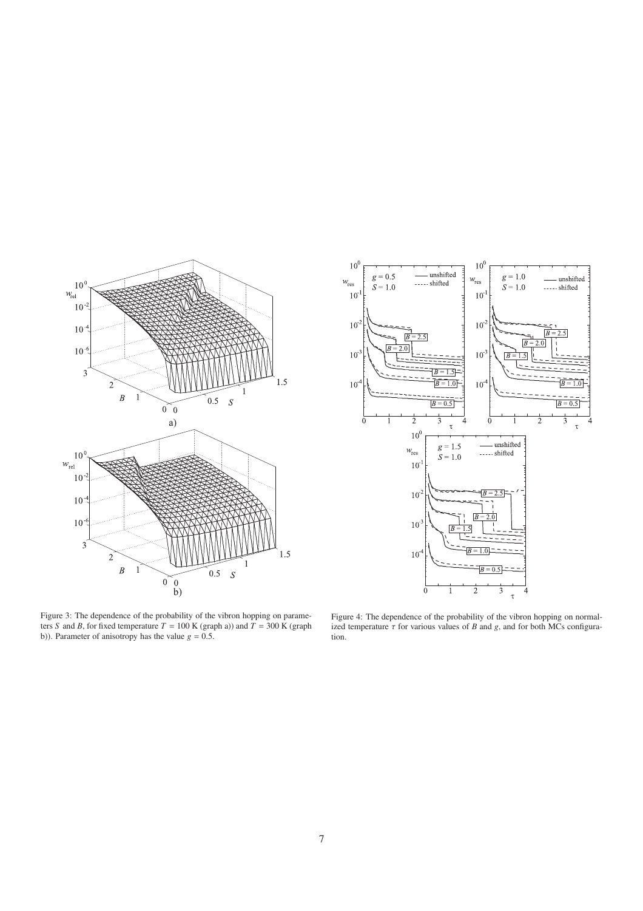$w_{\mathrm{rel}}$

$10^0$

$10^{-2}$

$10^{-4}$

$10^{-6}$

3

2

$B$

1

0

0

0.5

$S$

1

1.5

a)

$w_{\mathrm{rel}}$

$10^0$

$10^{-2}$

$10^{-4}$

$10^{-6}$

3

2

$B$

1

0

0

0.5

$S$

1

1.5

b)

Figure 3: The dependence of the probability of the vibron hopping on parameters $S$ and $B$, for fixed temperature $T = 100$ K (graph a)) and $T = 300$ K (graph b)). Parameter of anisotropy has the value $g = 0.5$.

$w_{\mathrm{res}}$

$g = 0.5$

$S = 1.0$

unshifted

shifted

$10^0$

$10^{-1}$

$10^{-2}$

$10^{-3}$

$10^{-4}$

$B = 2.5$

$B = 2.0$

$B = 1.5$

$B = 1.0$

$B = 0.5$

0

1

2

3

4

$\tau$

$w_{\mathrm{res}}$

$g = 1.0$

$S = 1.0$

unshifted

shifted

$10^0$

$10^{-1}$

$10^{-2}$

$10^{-3}$

$10^{-4}$

$B = 2.5$

$B = 2.0$

$B = 1.5$

$B = 1.0$

$B = 0.5$

0

1

2

3

4

$\tau$

$w_{\mathrm{res}}$

$g = 1.5$

$S = 1.0$

unshifted

shifted

$10^0$

$10^{-1}$

$10^{-2}$

$10^{-3}$

$10^{-4}$

$B = 2.5$

$B = 2.0$

$B = 1.5$

$B = 1.0$

$B = 0.5$

0

1

2

3

4

$\tau$

Figure 4: The dependence of the probability of the vibron hopping on normalized temperature $\tau$ for various values of $B$ and $g$, and for both MCs configuration.